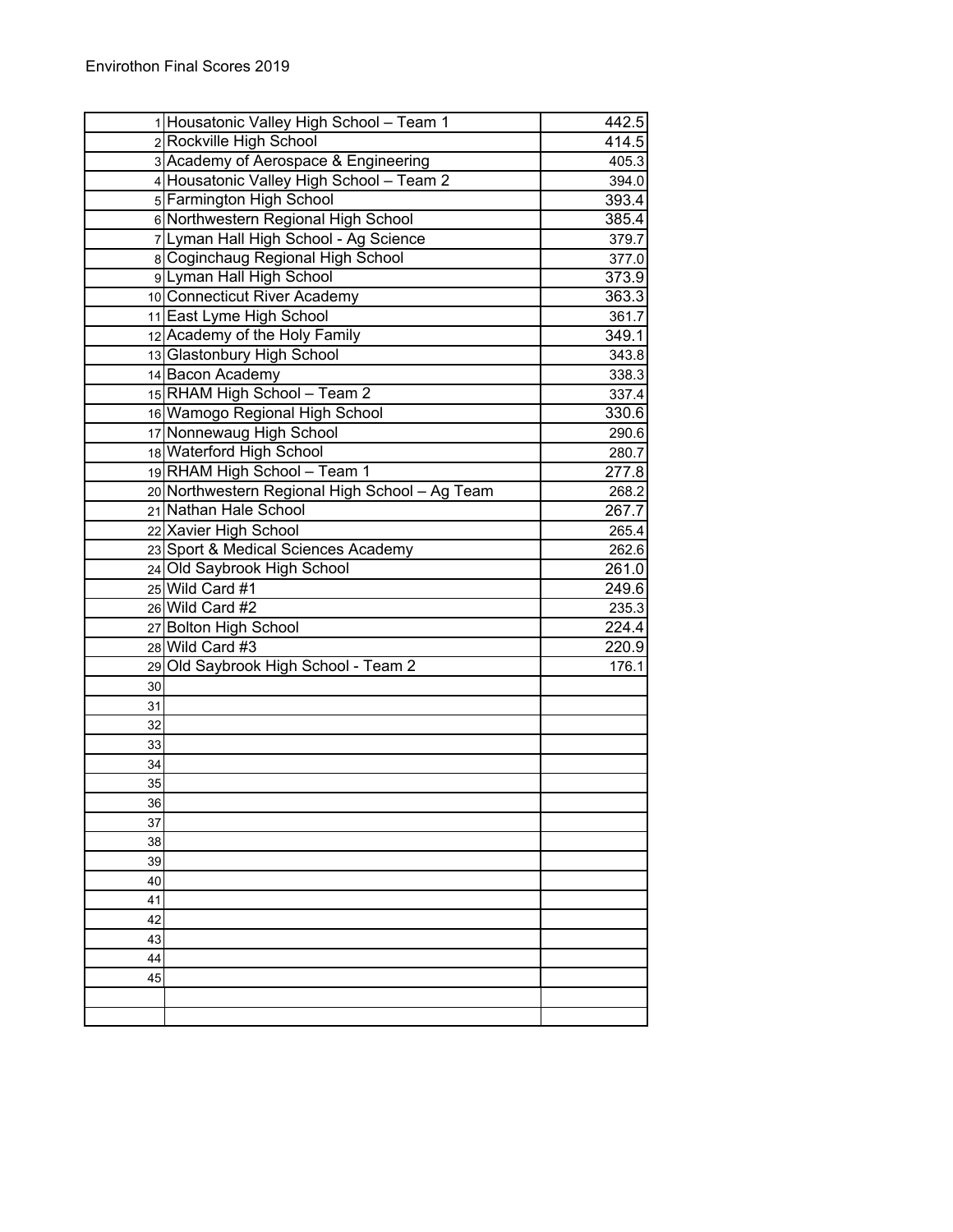Envirothon Final Scores 2019

| | | |
|---|---|---|
| 1 | Housatonic Valley High School – Team 1 | 442.5 |
| 2 | Rockville High School | 414.5 |
| 3 | Academy of Aerospace & Engineering | 405.3 |
| 4 | Housatonic Valley High School – Team 2 | 394.0 |
| 5 | Farmington High School | 393.4 |
| 6 | Northwestern Regional High School | 385.4 |
| 7 | Lyman Hall High School - Ag Science | 379.7 |
| 8 | Coginchaug Regional High School | 377.0 |
| 9 | Lyman Hall High School | 373.9 |
| 10 | Connecticut River Academy | 363.3 |
| 11 | East Lyme High School | 361.7 |
| 12 | Academy of the Holy Family | 349.1 |
| 13 | Glastonbury High School | 343.8 |
| 14 | Bacon Academy | 338.3 |
| 15 | RHAM High School – Team 2 | 337.4 |
| 16 | Wamogo Regional High School | 330.6 |
| 17 | Nonnewaug High School | 290.6 |
| 18 | Waterford High School | 280.7 |
| 19 | RHAM High School – Team 1 | 277.8 |
| 20 | Northwestern Regional High School – Ag Team | 268.2 |
| 21 | Nathan Hale School | 267.7 |
| 22 | Xavier High School | 265.4 |
| 23 | Sport & Medical Sciences Academy | 262.6 |
| 24 | Old Saybrook High School | 261.0 |
| 25 | Wild Card #1 | 249.6 |
| 26 | Wild Card #2 | 235.3 |
| 27 | Bolton High School | 224.4 |
| 28 | Wild Card #3 | 220.9 |
| 29 | Old Saybrook High School - Team 2 | 176.1 |
| 30 | | |
| 31 | | |
| 32 | | |
| 33 | | |
| 34 | | |
| 35 | | |
| 36 | | |
| 37 | | |
| 38 | | |
| 39 | | |
| 40 | | |
| 41 | | |
| 42 | | |
| 43 | | |
| 44 | | |
| 45 | | |
| | | |
| | | |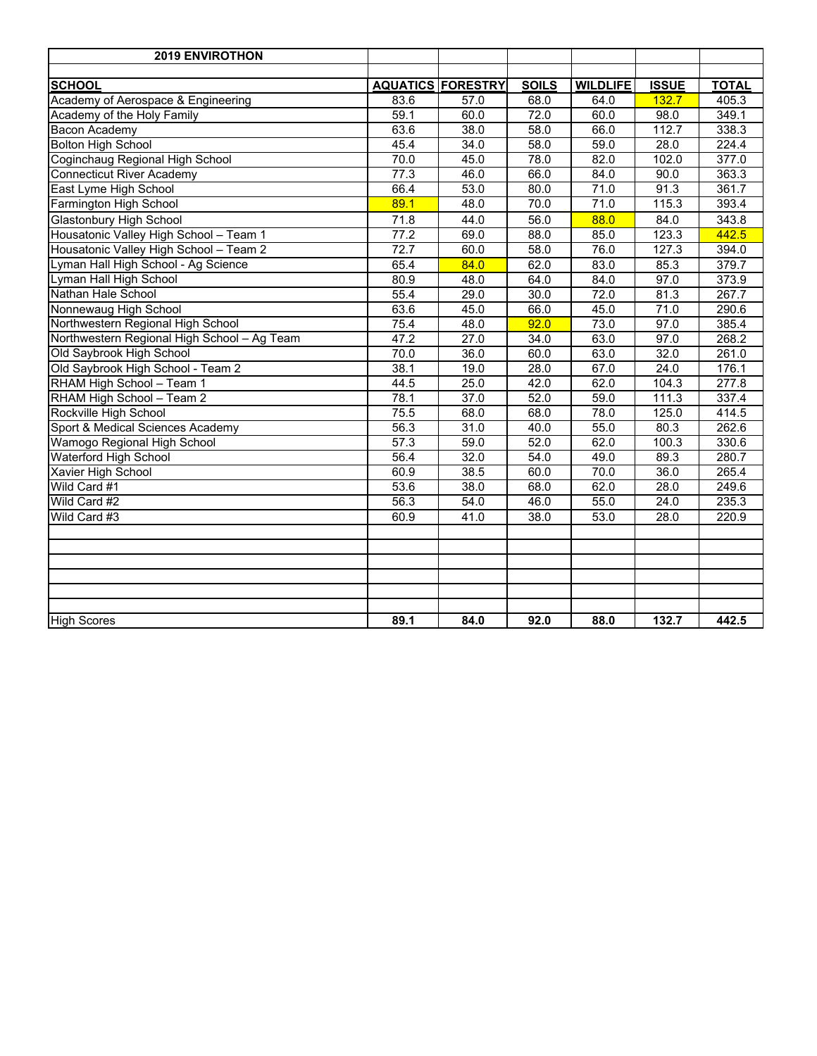| 2019 ENVIROTHON | | | | | | |
|---|---|---|---|---|---|---|
| **SCHOOL** | **AQUATICS** | **FORESTRY** | **SOILS** | **WILDLIFE** | **ISSUE** | **TOTAL** |
| Academy of Aerospace & Engineering | 83.6 | 57.0 | 68.0 | 64.0 | 132.7 | 405.3 |
| Academy of the Holy Family | 59.1 | 60.0 | 72.0 | 60.0 | 98.0 | 349.1 |
| Bacon Academy | 63.6 | 38.0 | 58.0 | 66.0 | 112.7 | 338.3 |
| Bolton High School | 45.4 | 34.0 | 58.0 | 59.0 | 28.0 | 224.4 |
| Coginchaug Regional High School | 70.0 | 45.0 | 78.0 | 82.0 | 102.0 | 377.0 |
| Connecticut River Academy | 77.3 | 46.0 | 66.0 | 84.0 | 90.0 | 363.3 |
| East Lyme High School | 66.4 | 53.0 | 80.0 | 71.0 | 91.3 | 361.7 |
| Farmington High School | 89.1 | 48.0 | 70.0 | 71.0 | 115.3 | 393.4 |
| Glastonbury High School | 71.8 | 44.0 | 56.0 | 88.0 | 84.0 | 343.8 |
| Housatonic Valley High School – Team 1 | 77.2 | 69.0 | 88.0 | 85.0 | 123.3 | 442.5 |
| Housatonic Valley High School – Team 2 | 72.7 | 60.0 | 58.0 | 76.0 | 127.3 | 394.0 |
| Lyman Hall High School - Ag Science | 65.4 | 84.0 | 62.0 | 83.0 | 85.3 | 379.7 |
| Lyman Hall High School | 80.9 | 48.0 | 64.0 | 84.0 | 97.0 | 373.9 |
| Nathan Hale School | 55.4 | 29.0 | 30.0 | 72.0 | 81.3 | 267.7 |
| Nonnewaug High School | 63.6 | 45.0 | 66.0 | 45.0 | 71.0 | 290.6 |
| Northwestern Regional High School | 75.4 | 48.0 | 92.0 | 73.0 | 97.0 | 385.4 |
| Northwestern Regional High School – Ag Team | 47.2 | 27.0 | 34.0 | 63.0 | 97.0 | 268.2 |
| Old Saybrook High School | 70.0 | 36.0 | 60.0 | 63.0 | 32.0 | 261.0 |
| Old Saybrook High School - Team 2 | 38.1 | 19.0 | 28.0 | 67.0 | 24.0 | 176.1 |
| RHAM High School – Team 1 | 44.5 | 25.0 | 42.0 | 62.0 | 104.3 | 277.8 |
| RHAM High School – Team 2 | 78.1 | 37.0 | 52.0 | 59.0 | 111.3 | 337.4 |
| Rockville High School | 75.5 | 68.0 | 68.0 | 78.0 | 125.0 | 414.5 |
| Sport & Medical Sciences Academy | 56.3 | 31.0 | 40.0 | 55.0 | 80.3 | 262.6 |
| Wamogo Regional High School | 57.3 | 59.0 | 52.0 | 62.0 | 100.3 | 330.6 |
| Waterford High School | 56.4 | 32.0 | 54.0 | 49.0 | 89.3 | 280.7 |
| Xavier High School | 60.9 | 38.5 | 60.0 | 70.0 | 36.0 | 265.4 |
| Wild Card #1 | 53.6 | 38.0 | 68.0 | 62.0 | 28.0 | 249.6 |
| Wild Card #2 | 56.3 | 54.0 | 46.0 | 55.0 | 24.0 | 235.3 |
| Wild Card #3 | 60.9 | 41.0 | 38.0 | 53.0 | 28.0 | 220.9 |
| | | | | | | |
| | | | | | | |
| | | | | | | |
| | | | | | | |
| | | | | | | |
| | | | | | | |
| High Scores | **89.1** | **84.0** | **92.0** | **88.0** | **132.7** | **442.5** |